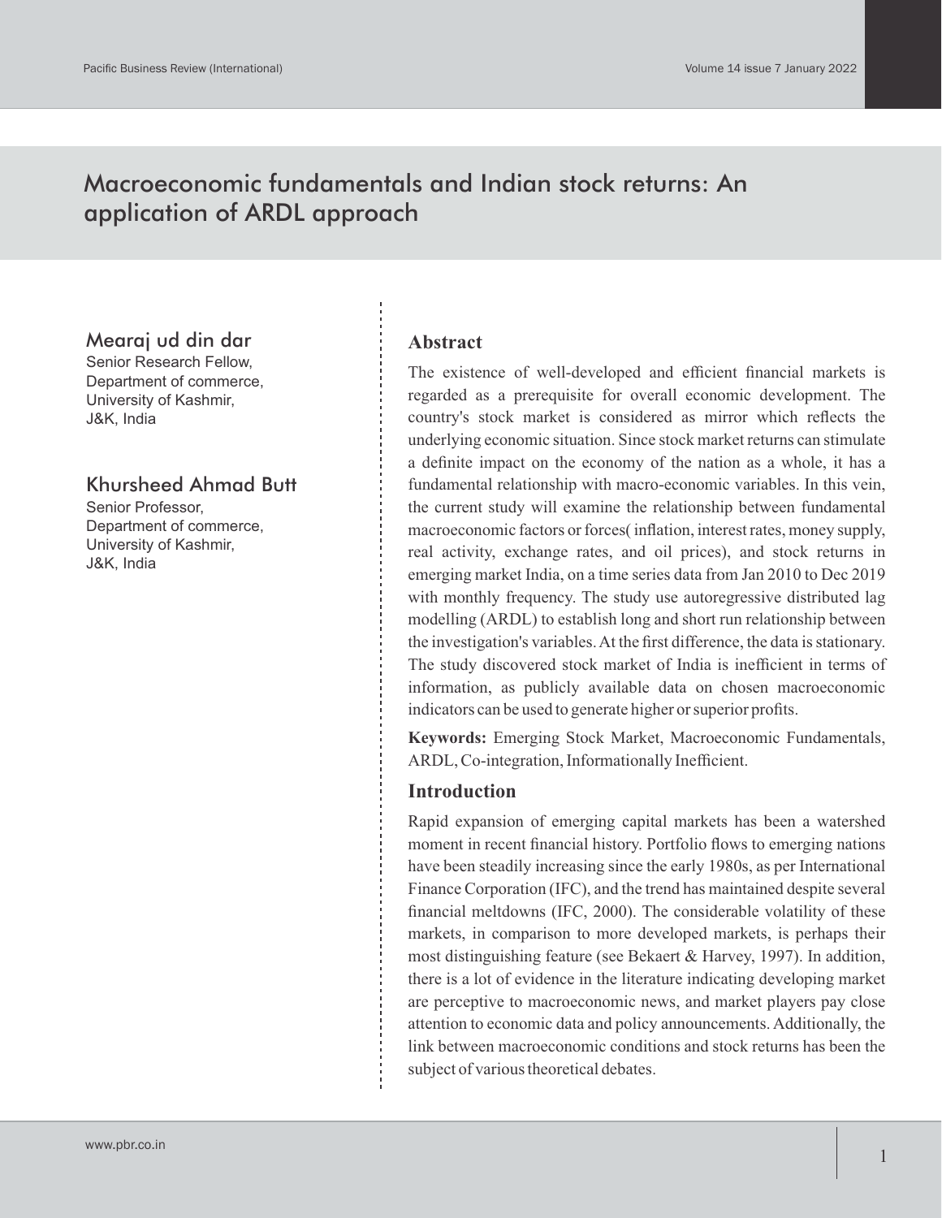# Macroeconomic fundamentals and Indian stock returns: An application of ARDL approach

**Mearaj ud din dar**
Senior Research Fellow,
Department of commerce,
University of Kashmir,
J&K, India

**Khursheed Ahmad Butt**
Senior Professor,
Department of commerce,
University of Kashmir,
J&K, India

## Abstract

The existence of well-developed and efficient financial markets is regarded as a prerequisite for overall economic development. The country's stock market is considered as mirror which reflects the underlying economic situation. Since stock market returns can stimulate a definite impact on the economy of the nation as a whole, it has a fundamental relationship with macro-economic variables. In this vein, the current study will examine the relationship between fundamental macroeconomic factors or forces( inflation, interest rates, money supply, real activity, exchange rates, and oil prices), and stock returns in emerging market India, on a time series data from Jan 2010 to Dec 2019 with monthly frequency. The study use autoregressive distributed lag modelling (ARDL) to establish long and short run relationship between the investigation's variables. At the first difference, the data is stationary. The study discovered stock market of India is inefficient in terms of information, as publicly available data on chosen macroeconomic indicators can be used to generate higher or superior profits.

**Keywords:** Emerging Stock Market, Macroeconomic Fundamentals, ARDL, Co-integration, Informationally Inefficient.

## Introduction

Rapid expansion of emerging capital markets has been a watershed moment in recent financial history. Portfolio flows to emerging nations have been steadily increasing since the early 1980s, as per International Finance Corporation (IFC), and the trend has maintained despite several financial meltdowns (IFC, 2000). The considerable volatility of these markets, in comparison to more developed markets, is perhaps their most distinguishing feature (see Bekaert & Harvey, 1997). In addition, there is a lot of evidence in the literature indicating developing market are perceptive to macroeconomic news, and market players pay close attention to economic data and policy announcements. Additionally, the link between macroeconomic conditions and stock returns has been the subject of various theoretical debates.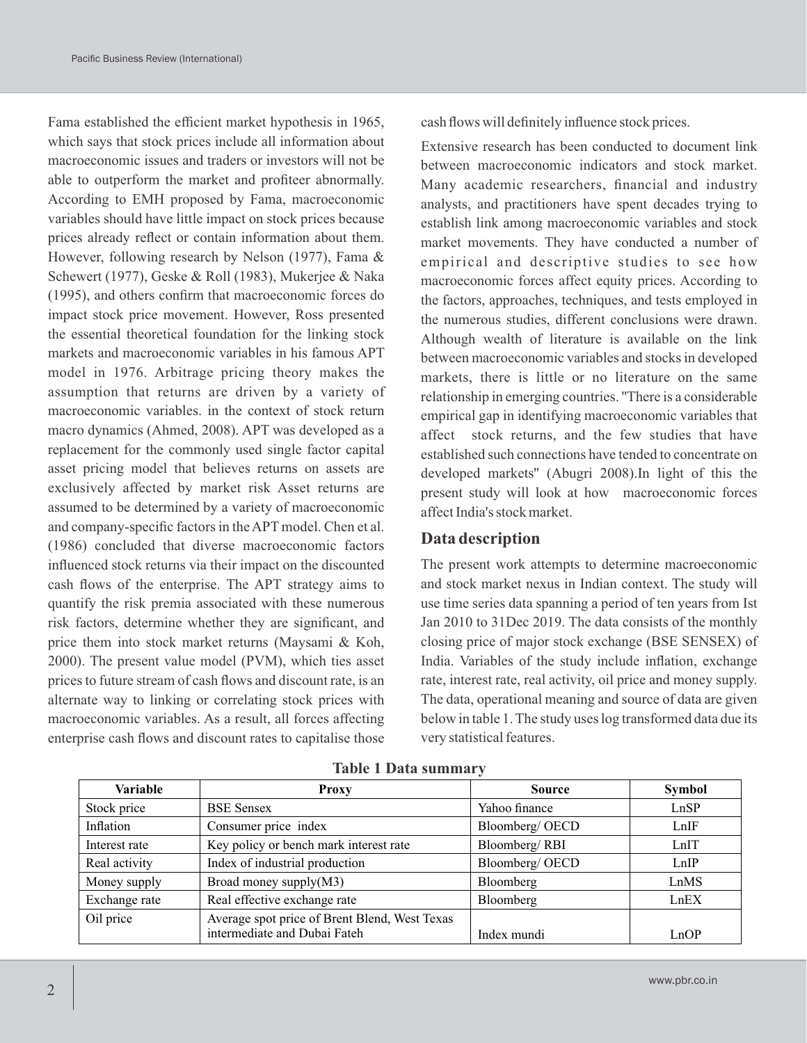Fama established the efficient market hypothesis in 1965, which says that stock prices include all information about macroeconomic issues and traders or investors will not be able to outperform the market and profiteer abnormally. According to EMH proposed by Fama, macroeconomic variables should have little impact on stock prices because prices already reflect or contain information about them. However, following research by Nelson (1977), Fama & Schewert (1977), Geske & Roll (1983), Mukerjee & Naka (1995), and others confirm that macroeconomic forces do impact stock price movement. However, Ross presented the essential theoretical foundation for the linking stock markets and macroeconomic variables in his famous APT model in 1976. Arbitrage pricing theory makes the assumption that returns are driven by a variety of macroeconomic variables. in the context of stock return macro dynamics (Ahmed, 2008). APT was developed as a replacement for the commonly used single factor capital asset pricing model that believes returns on assets are exclusively affected by market risk Asset returns are assumed to be determined by a variety of macroeconomic and company-specific factors in the APT model. Chen et al. (1986) concluded that diverse macroeconomic factors influenced stock returns via their impact on the discounted cash flows of the enterprise. The APT strategy aims to quantify the risk premia associated with these numerous risk factors, determine whether they are significant, and price them into stock market returns (Maysami & Koh, 2000). The present value model (PVM), which ties asset prices to future stream of cash flows and discount rate, is an alternate way to linking or correlating stock prices with macroeconomic variables. As a result, all forces affecting enterprise cash flows and discount rates to capitalise those cash flows will definitely influence stock prices.

Extensive research has been conducted to document link between macroeconomic indicators and stock market. Many academic researchers, financial and industry analysts, and practitioners have spent decades trying to establish link among macroeconomic variables and stock market movements. They have conducted a number of empirical and descriptive studies to see how macroeconomic forces affect equity prices. According to the factors, approaches, techniques, and tests employed in the numerous studies, different conclusions were drawn. Although wealth of literature is available on the link between macroeconomic variables and stocks in developed markets, there is little or no literature on the same relationship in emerging countries. "There is a considerable empirical gap in identifying macroeconomic variables that affect stock returns, and the few studies that have established such connections have tended to concentrate on developed markets" (Abugri 2008).In light of this the present study will look at how macroeconomic forces affect India's stock market.

## Data description

The present work attempts to determine macroeconomic and stock market nexus in Indian context. The study will use time series data spanning a period of ten years from Ist Jan 2010 to 31Dec 2019. The data consists of the monthly closing price of major stock exchange (BSE SENSEX) of India. Variables of the study include inflation, exchange rate, interest rate, real activity, oil price and money supply. The data, operational meaning and source of data are given below in table 1. The study uses log transformed data due its very statistical features.

**Table 1 Data summary**

| Variable | Proxy | Source | Symbol |
|---|---|---|---|
| Stock price | BSE Sensex | Yahoo finance | LnSP |
| Inflation | Consumer price index | Bloomberg/ OECD | LnIF |
| Interest rate | Key policy or bench mark interest rate | Bloomberg/ RBI | LnIT |
| Real activity | Index of industrial production | Bloomberg/ OECD | LnIP |
| Money supply | Broad money supply(M3) | Bloomberg | LnMS |
| Exchange rate | Real effective exchange rate | Bloomberg | LnEX |
| Oil price | Average spot price of Brent Blend, West Texas intermediate and Dubai Fateh | Index mundi | LnOP |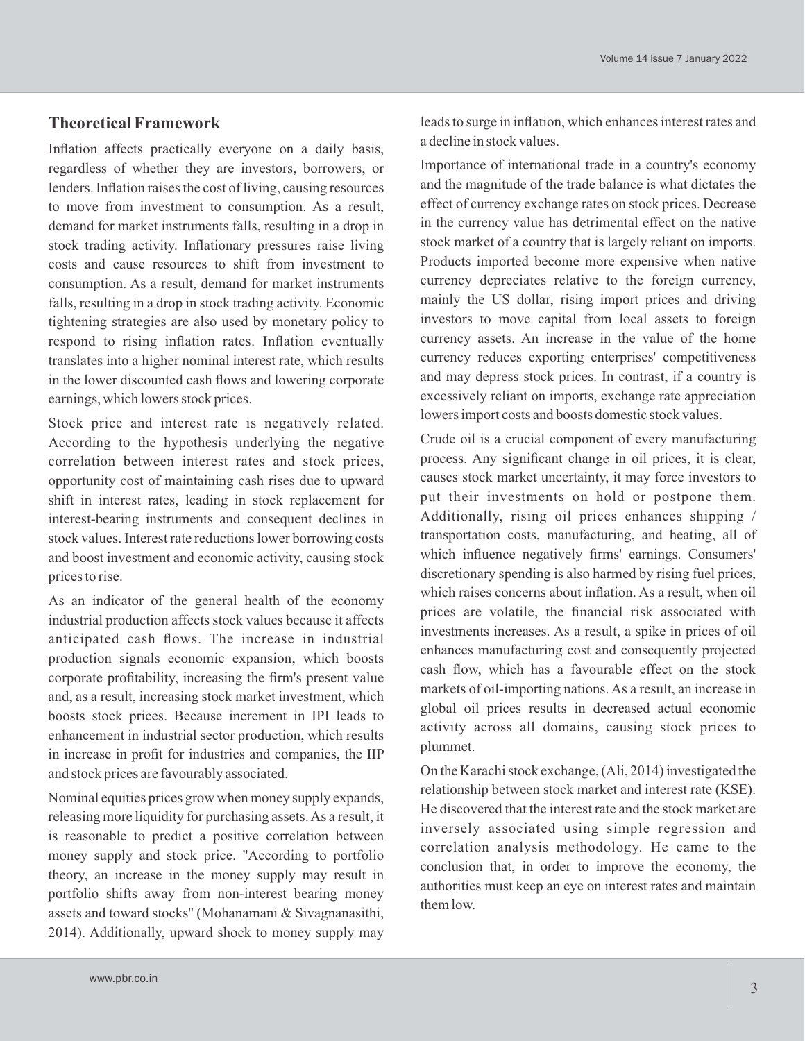## Theoretical Framework

Inflation affects practically everyone on a daily basis, regardless of whether they are investors, borrowers, or lenders. Inflation raises the cost of living, causing resources to move from investment to consumption. As a result, demand for market instruments falls, resulting in a drop in stock trading activity. Inflationary pressures raise living costs and cause resources to shift from investment to consumption. As a result, demand for market instruments falls, resulting in a drop in stock trading activity. Economic tightening strategies are also used by monetary policy to respond to rising inflation rates. Inflation eventually translates into a higher nominal interest rate, which results in the lower discounted cash flows and lowering corporate earnings, which lowers stock prices.

Stock price and interest rate is negatively related. According to the hypothesis underlying the negative correlation between interest rates and stock prices, opportunity cost of maintaining cash rises due to upward shift in interest rates, leading in stock replacement for interest-bearing instruments and consequent declines in stock values. Interest rate reductions lower borrowing costs and boost investment and economic activity, causing stock prices to rise.

As an indicator of the general health of the economy industrial production affects stock values because it affects anticipated cash flows. The increase in industrial production signals economic expansion, which boosts corporate profitability, increasing the firm's present value and, as a result, increasing stock market investment, which boosts stock prices. Because increment in IPI leads to enhancement in industrial sector production, which results in increase in profit for industries and companies, the IIP and stock prices are favourably associated.

Nominal equities prices grow when money supply expands, releasing more liquidity for purchasing assets. As a result, it is reasonable to predict a positive correlation between money supply and stock price. "According to portfolio theory, an increase in the money supply may result in portfolio shifts away from non-interest bearing money assets and toward stocks" (Mohanamani & Sivagnanasithi, 2014). Additionally, upward shock to money supply may leads to surge in inflation, which enhances interest rates and a decline in stock values.

Importance of international trade in a country's economy and the magnitude of the trade balance is what dictates the effect of currency exchange rates on stock prices. Decrease in the currency value has detrimental effect on the native stock market of a country that is largely reliant on imports. Products imported become more expensive when native currency depreciates relative to the foreign currency, mainly the US dollar, rising import prices and driving investors to move capital from local assets to foreign currency assets. An increase in the value of the home currency reduces exporting enterprises' competitiveness and may depress stock prices. In contrast, if a country is excessively reliant on imports, exchange rate appreciation lowers import costs and boosts domestic stock values.

Crude oil is a crucial component of every manufacturing process. Any significant change in oil prices, it is clear, causes stock market uncertainty, it may force investors to put their investments on hold or postpone them. Additionally, rising oil prices enhances shipping / transportation costs, manufacturing, and heating, all of which influence negatively firms' earnings. Consumers' discretionary spending is also harmed by rising fuel prices, which raises concerns about inflation. As a result, when oil prices are volatile, the financial risk associated with investments increases. As a result, a spike in prices of oil enhances manufacturing cost and consequently projected cash flow, which has a favourable effect on the stock markets of oil-importing nations. As a result, an increase in global oil prices results in decreased actual economic activity across all domains, causing stock prices to plummet.

On the Karachi stock exchange, (Ali, 2014) investigated the relationship between stock market and interest rate (KSE). He discovered that the interest rate and the stock market are inversely associated using simple regression and correlation analysis methodology. He came to the conclusion that, in order to improve the economy, the authorities must keep an eye on interest rates and maintain them low.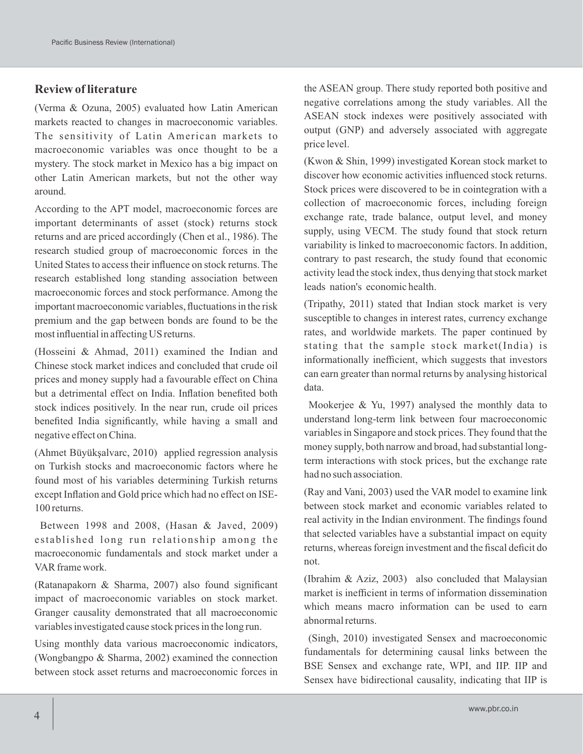## Review of literature

(Verma & Ozuna, 2005) evaluated how Latin American markets reacted to changes in macroeconomic variables. The sensitivity of Latin American markets to macroeconomic variables was once thought to be a mystery. The stock market in Mexico has a big impact on other Latin American markets, but not the other way around.

According to the APT model, macroeconomic forces are important determinants of asset (stock) returns stock returns and are priced accordingly (Chen et al., 1986). The research studied group of macroeconomic forces in the United States to access their influence on stock returns. The research established long standing association between macroeconomic forces and stock performance. Among the important macroeconomic variables, fluctuations in the risk premium and the gap between bonds are found to be the most influential in affecting US returns.

(Hosseini & Ahmad, 2011) examined the Indian and Chinese stock market indices and concluded that crude oil prices and money supply had a favourable effect on China but a detrimental effect on India. Inflation benefited both stock indices positively. In the near run, crude oil prices benefited India significantly, while having a small and negative effect on China.

(Ahmet Büyükşalvarc, 2010) applied regression analysis on Turkish stocks and macroeconomic factors where he found most of his variables determining Turkish returns except Inflation and Gold price which had no effect on ISE-100 returns.

Between 1998 and 2008, (Hasan & Javed, 2009) established long run relationship among the macroeconomic fundamentals and stock market under a VAR frame work.

(Ratanapakorn & Sharma, 2007) also found significant impact of macroeconomic variables on stock market. Granger causality demonstrated that all macroeconomic variables investigated cause stock prices in the long run.

Using monthly data various macroeconomic indicators, (Wongbangpo & Sharma, 2002) examined the connection between stock asset returns and macroeconomic forces in the ASEAN group. There study reported both positive and negative correlations among the study variables. All the ASEAN stock indexes were positively associated with output (GNP) and adversely associated with aggregate price level.

(Kwon & Shin, 1999) investigated Korean stock market to discover how economic activities influenced stock returns. Stock prices were discovered to be in cointegration with a collection of macroeconomic forces, including foreign exchange rate, trade balance, output level, and money supply, using VECM. The study found that stock return variability is linked to macroeconomic factors. In addition, contrary to past research, the study found that economic activity lead the stock index, thus denying that stock market leads nation's economic health.

(Tripathy, 2011) stated that Indian stock market is very susceptible to changes in interest rates, currency exchange rates, and worldwide markets. The paper continued by stating that the sample stock market(India) is informationally inefficient, which suggests that investors can earn greater than normal returns by analysing historical data.

Mookerjee & Yu, 1997) analysed the monthly data to understand long-term link between four macroeconomic variables in Singapore and stock prices. They found that the money supply, both narrow and broad, had substantial long-term interactions with stock prices, but the exchange rate had no such association.

(Ray and Vani, 2003) used the VAR model to examine link between stock market and economic variables related to real activity in the Indian environment. The findings found that selected variables have a substantial impact on equity returns, whereas foreign investment and the fiscal deficit do not.

(Ibrahim & Aziz, 2003) also concluded that Malaysian market is inefficient in terms of information dissemination which means macro information can be used to earn abnormal returns.

(Singh, 2010) investigated Sensex and macroeconomic fundamentals for determining causal links between the BSE Sensex and exchange rate, WPI, and IIP. IIP and Sensex have bidirectional causality, indicating that IIP is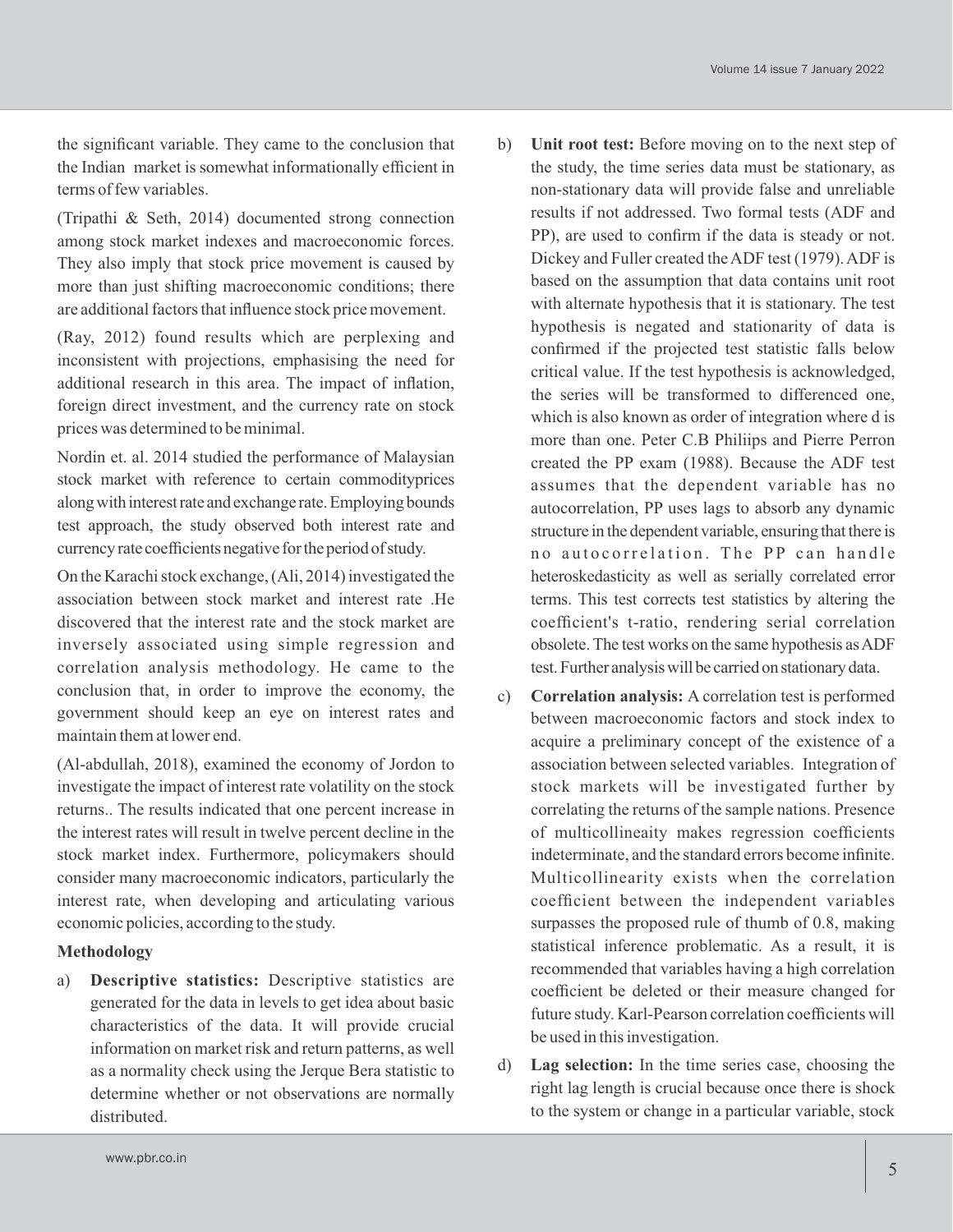the significant variable. They came to the conclusion that the Indian market is somewhat informationally efficient in terms of few variables.

(Tripathi & Seth, 2014) documented strong connection among stock market indexes and macroeconomic forces. They also imply that stock price movement is caused by more than just shifting macroeconomic conditions; there are additional factors that influence stock price movement.

(Ray, 2012) found results which are perplexing and inconsistent with projections, emphasising the need for additional research in this area. The impact of inflation, foreign direct investment, and the currency rate on stock prices was determined to be minimal.

Nordin et. al. 2014 studied the performance of Malaysian stock market with reference to certain commodityprices along with interest rate and exchange rate. Employing bounds test approach, the study observed both interest rate and currency rate coefficients negative for the period of study.

On the Karachi stock exchange, (Ali, 2014) investigated the association between stock market and interest rate .He discovered that the interest rate and the stock market are inversely associated using simple regression and correlation analysis methodology. He came to the conclusion that, in order to improve the economy, the government should keep an eye on interest rates and maintain them at lower end.

(Al-abdullah, 2018), examined the economy of Jordon to investigate the impact of interest rate volatility on the stock returns.. The results indicated that one percent increase in the interest rates will result in twelve percent decline in the stock market index. Furthermore, policymakers should consider many macroeconomic indicators, particularly the interest rate, when developing and articulating various economic policies, according to the study.

### Methodology

a) **Descriptive statistics:** Descriptive statistics are generated for the data in levels to get idea about basic characteristics of the data. It will provide crucial information on market risk and return patterns, as well as a normality check using the Jerque Bera statistic to determine whether or not observations are normally distributed.

b) **Unit root test:** Before moving on to the next step of the study, the time series data must be stationary, as non-stationary data will provide false and unreliable results if not addressed. Two formal tests (ADF and PP), are used to confirm if the data is steady or not. Dickey and Fuller created the ADF test (1979). ADF is based on the assumption that data contains unit root with alternate hypothesis that it is stationary. The test hypothesis is negated and stationarity of data is confirmed if the projected test statistic falls below critical value. If the test hypothesis is acknowledged, the series will be transformed to differenced one, which is also known as order of integration where d is more than one. Peter C.B Philiips and Pierre Perron created the PP exam (1988). Because the ADF test assumes that the dependent variable has no autocorrelation, PP uses lags to absorb any dynamic structure in the dependent variable, ensuring that there is no autocorrelation. The PP can handle heteroskedasticity as well as serially correlated error terms. This test corrects test statistics by altering the coefficient's t-ratio, rendering serial correlation obsolete. The test works on the same hypothesis as ADF test. Further analysis will be carried on stationary data.

c) **Correlation analysis:** A correlation test is performed between macroeconomic factors and stock index to acquire a preliminary concept of the existence of a association between selected variables. Integration of stock markets will be investigated further by correlating the returns of the sample nations. Presence of multicollineaity makes regression coefficients indeterminate, and the standard errors become infinite. Multicollinearity exists when the correlation coefficient between the independent variables surpasses the proposed rule of thumb of 0.8, making statistical inference problematic. As a result, it is recommended that variables having a high correlation coefficient be deleted or their measure changed for future study. Karl-Pearson correlation coefficients will be used in this investigation.

d) **Lag selection:** In the time series case, choosing the right lag length is crucial because once there is shock to the system or change in a particular variable, stock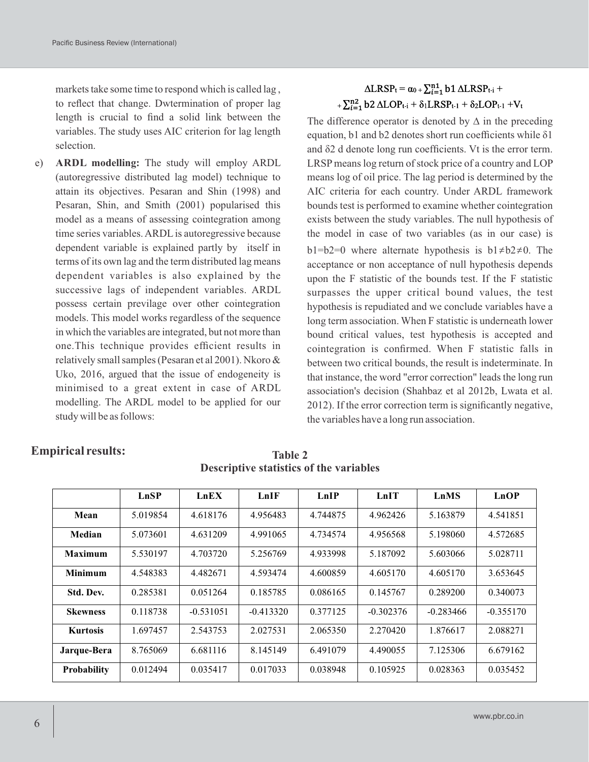markets take some time to respond which is called lag , to reflect that change. Dwtermination of proper lag length is crucial to find a solid link between the variables. The study uses AIC criterion for lag length selection.

e) **ARDL modelling:** The study will employ ARDL (autoregressive distributed lag model) technique to attain its objectives. Pesaran and Shin (1998) and Pesaran, Shin, and Smith (2001) popularised this model as a means of assessing cointegration among time series variables. ARDL is autoregressive because dependent variable is explained partly by itself in terms of its own lag and the term distributed lag means dependent variables is also explained by the successive lags of independent variables. ARDL possess certain previlage over other cointegration models. This model works regardless of the sequence in which the variables are integrated, but not more than one.This technique provides efficient results in relatively small samples (Pesaran et al 2001). Nkoro & Uko, 2016, argued that the issue of endogeneity is minimised to a great extent in case of ARDL modelling. The ARDL model to be applied for our study will be as follows:

$$\Delta LRSP_t = \alpha_0 + \sum_{i=1}^{n1} b1\, \Delta LRSP_{t-i} + \sum_{i=1}^{n2} b2\, \Delta LOP_{t-i} + \delta_1 LRSP_{t-1} + \delta_2 LOP_{t-1} + V_t$$

The difference operator is denoted by $\Delta$ in the preceding equation, b1 and b2 denotes short run coefficients while $\delta 1$ and $\delta 2$ d denote long run coefficients. Vt is the error term. LRSP means log return of stock price of a country and LOP means log of oil price. The lag period is determined by the AIC criteria for each country. Under ARDL framework bounds test is performed to examine whether cointegration exists between the study variables. The null hypothesis of the model in case of two variables (as in our case) is $b1=b2=0$ where alternate hypothesis is $b1 \neq b2 \neq 0$. The acceptance or non acceptance of null hypothesis depends upon the F statistic of the bounds test. If the F statistic surpasses the upper critical bound values, the test hypothesis is repudiated and we conclude variables have a long term association. When F statistic is underneath lower bound critical values, test hypothesis is accepted and cointegration is confirmed. When F statistic falls in between two critical bounds, the result is indeterminate. In that instance, the word "error correction" leads the long run association's decision (Shahbaz et al 2012b, Lwata et al. 2012). If the error correction term is significantly negative, the variables have a long run association.

## Empirical results:

**Table 2**
**Descriptive statistics of the variables**

| | LnSP | LnEX | LnIF | LnIP | LnIT | LnMS | LnOP |
|---|---|---|---|---|---|---|---|
| **Mean** | 5.019854 | 4.618176 | 4.956483 | 4.744875 | 4.962426 | 5.163879 | 4.541851 |
| **Median** | 5.073601 | 4.631209 | 4.991065 | 4.734574 | 4.956568 | 5.198060 | 4.572685 |
| **Maximum** | 5.530197 | 4.703720 | 5.256769 | 4.933998 | 5.187092 | 5.603066 | 5.028711 |
| **Minimum** | 4.548383 | 4.482671 | 4.593474 | 4.600859 | 4.605170 | 4.605170 | 3.653645 |
| **Std. Dev.** | 0.285381 | 0.051264 | 0.185785 | 0.086165 | 0.145767 | 0.289200 | 0.340073 |
| **Skewness** | 0.118738 | -0.531051 | -0.413320 | 0.377125 | -0.302376 | -0.283466 | -0.355170 |
| **Kurtosis** | 1.697457 | 2.543753 | 2.027531 | 2.065350 | 2.270420 | 1.876617 | 2.088271 |
| **Jarque-Bera** | 8.765069 | 6.681116 | 8.145149 | 6.491079 | 4.490055 | 7.125306 | 6.679162 |
| **Probability** | 0.012494 | 0.035417 | 0.017033 | 0.038948 | 0.105925 | 0.028363 | 0.035452 |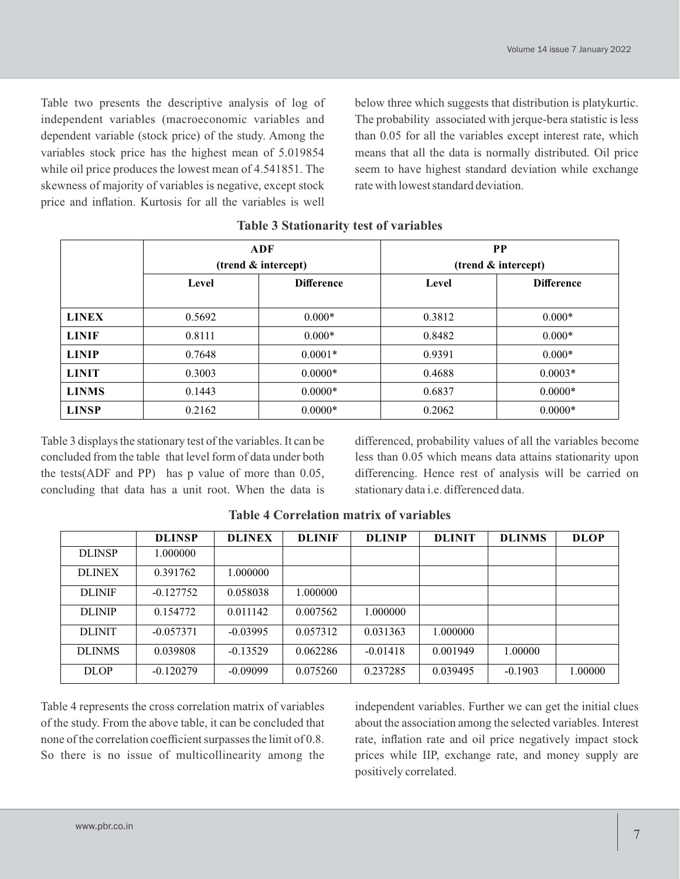Table two presents the descriptive analysis of log of independent variables (macroeconomic variables and dependent variable (stock price) of the study. Among the variables stock price has the highest mean of 5.019854 while oil price produces the lowest mean of 4.541851. The skewness of majority of variables is negative, except stock price and inflation. Kurtosis for all the variables is well below three which suggests that distribution is platykurtic. The probability associated with jerque-bera statistic is less than 0.05 for all the variables except interest rate, which means that all the data is normally distributed. Oil price seem to have highest standard deviation while exchange rate with lowest standard deviation.

**Table 3 Stationarity test of variables**

| | ADF (trend & intercept) | | PP (trend & intercept) | |
|---|---|---|---|---|
| | Level | Difference | Level | Difference |
| **LINEX** | 0.5692 | 0.000* | 0.3812 | 0.000* |
| **LINIF** | 0.8111 | 0.000* | 0.8482 | 0.000* |
| **LINIP** | 0.7648 | 0.0001* | 0.9391 | 0.000* |
| **LINIT** | 0.3003 | 0.0000* | 0.4688 | 0.0003* |
| **LINMS** | 0.1443 | 0.0000* | 0.6837 | 0.0000* |
| **LINSP** | 0.2162 | 0.0000* | 0.2062 | 0.0000* |

Table 3 displays the stationary test of the variables. It can be concluded from the table that level form of data under both the tests(ADF and PP) has p value of more than 0.05, concluding that data has a unit root. When the data is differenced, probability values of all the variables become less than 0.05 which means data attains stationarity upon differencing. Hence rest of analysis will be carried on stationary data i.e. differenced data.

**Table 4 Correlation matrix of variables**

| | DLINSP | DLINEX | DLINIF | DLINIP | DLINIT | DLINMS | DLOP |
|---|---|---|---|---|---|---|---|
| DLINSP | 1.000000 | | | | | | |
| DLINEX | 0.391762 | 1.000000 | | | | | |
| DLINIF | -0.127752 | 0.058038 | 1.000000 | | | | |
| DLINIP | 0.154772 | 0.011142 | 0.007562 | 1.000000 | | | |
| DLINIT | -0.057371 | -0.03995 | 0.057312 | 0.031363 | 1.000000 | | |
| DLINMS | 0.039808 | -0.13529 | 0.062286 | -0.01418 | 0.001949 | 1.00000 | |
| DLOP | -0.120279 | -0.09099 | 0.075260 | 0.237285 | 0.039495 | -0.1903 | 1.00000 |

Table 4 represents the cross correlation matrix of variables of the study. From the above table, it can be concluded that none of the correlation coefficient surpasses the limit of 0.8. So there is no issue of multicollinearity among the independent variables. Further we can get the initial clues about the association among the selected variables. Interest rate, inflation rate and oil price negatively impact stock prices while IIP, exchange rate, and money supply are positively correlated.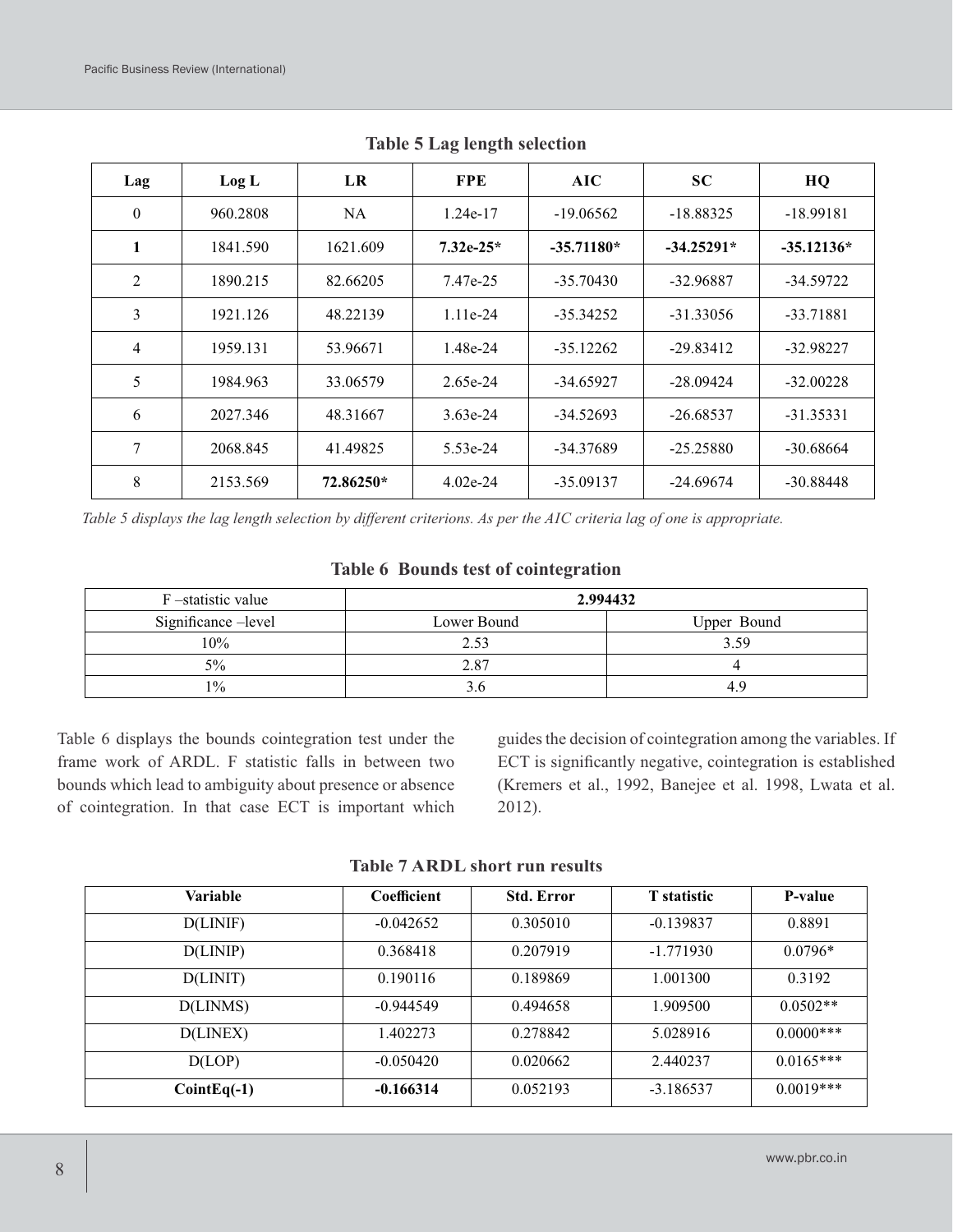**Table 5 Lag length selection**

| Lag | Log L | LR | FPE | AIC | SC | HQ |
|---|---|---|---|---|---|---|
| 0 | 960.2808 | NA | 1.24e-17 | -19.06562 | -18.88325 | -18.99181 |
| **1** | 1841.590 | 1621.609 | **7.32e-25*** | **-35.71180*** | **-34.25291*** | **-35.12136*** |
| 2 | 1890.215 | 82.66205 | 7.47e-25 | -35.70430 | -32.96887 | -34.59722 |
| 3 | 1921.126 | 48.22139 | 1.11e-24 | -35.34252 | -31.33056 | -33.71881 |
| 4 | 1959.131 | 53.96671 | 1.48e-24 | -35.12262 | -29.83412 | -32.98227 |
| 5 | 1984.963 | 33.06579 | 2.65e-24 | -34.65927 | -28.09424 | -32.00228 |
| 6 | 2027.346 | 48.31667 | 3.63e-24 | -34.52693 | -26.68537 | -31.35331 |
| 7 | 2068.845 | 41.49825 | 5.53e-24 | -34.37689 | -25.25880 | -30.68664 |
| 8 | 2153.569 | **72.86250*** | 4.02e-24 | -35.09137 | -24.69674 | -30.88448 |

*Table 5 displays the lag length selection by different criterions. As per the AIC criteria lag of one is appropriate.*

**Table 6 Bounds test of cointegration**

| F –statistic value | **2.994432** | |
|---|---|---|
| Significance –level | Lower Bound | Upper Bound |
| 10% | 2.53 | 3.59 |
| 5% | 2.87 | 4 |
| 1% | 3.6 | 4.9 |

Table 6 displays the bounds cointegration test under the frame work of ARDL. F statistic falls in between two bounds which lead to ambiguity about presence or absence of cointegration. In that case ECT is important which guides the decision of cointegration among the variables. If ECT is significantly negative, cointegration is established (Kremers et al., 1992, Banejee et al. 1998, Lwata et al. 2012).

**Table 7 ARDL short run results**

| Variable | Coefficient | Std. Error | T statistic | P-value |
|---|---|---|---|---|
| D(LINIF) | -0.042652 | 0.305010 | -0.139837 | 0.8891 |
| D(LINIP) | 0.368418 | 0.207919 | -1.771930 | 0.0796* |
| D(LINIT) | 0.190116 | 0.189869 | 1.001300 | 0.3192 |
| D(LINMS) | -0.944549 | 0.494658 | 1.909500 | 0.0502** |
| D(LINEX) | 1.402273 | 0.278842 | 5.028916 | 0.0000*** |
| D(LOP) | -0.050420 | 0.020662 | 2.440237 | 0.0165*** |
| **CointEq(-1)** | **-0.166314** | 0.052193 | -3.186537 | 0.0019*** |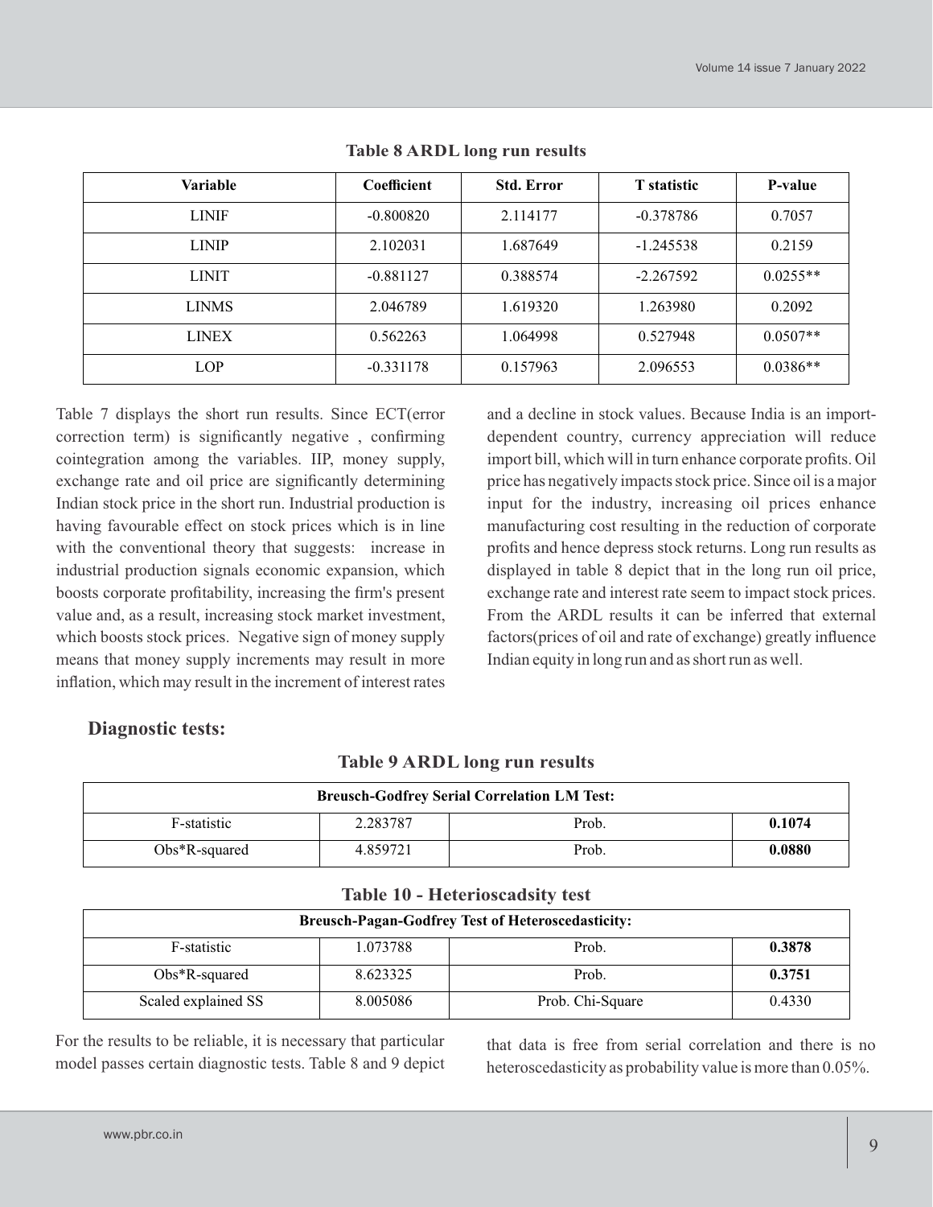**Table 8 ARDL long run results**

| Variable | Coefficient | Std. Error | T statistic | P-value |
|---|---|---|---|---|
| LINIF | -0.800820 | 2.114177 | -0.378786 | 0.7057 |
| LINIP | 2.102031 | 1.687649 | -1.245538 | 0.2159 |
| LINIT | -0.881127 | 0.388574 | -2.267592 | 0.0255** |
| LINMS | 2.046789 | 1.619320 | 1.263980 | 0.2092 |
| LINEX | 0.562263 | 1.064998 | 0.527948 | 0.0507** |
| LOP | -0.331178 | 0.157963 | 2.096553 | 0.0386** |

Table 7 displays the short run results. Since ECT(error correction term) is significantly negative , confirming cointegration among the variables. IIP, money supply, exchange rate and oil price are significantly determining Indian stock price in the short run. Industrial production is having favourable effect on stock prices which is in line with the conventional theory that suggests: increase in industrial production signals economic expansion, which boosts corporate profitability, increasing the firm's present value and, as a result, increasing stock market investment, which boosts stock prices. Negative sign of money supply means that money supply increments may result in more inflation, which may result in the increment of interest rates and a decline in stock values. Because India is an import-dependent country, currency appreciation will reduce import bill, which will in turn enhance corporate profits. Oil price has negatively impacts stock price. Since oil is a major input for the industry, increasing oil prices enhance manufacturing cost resulting in the reduction of corporate profits and hence depress stock returns. Long run results as displayed in table 8 depict that in the long run oil price, exchange rate and interest rate seem to impact stock prices. From the ARDL results it can be inferred that external factors(prices of oil and rate of exchange) greatly influence Indian equity in long run and as short run as well.

## Diagnostic tests:

**Table 9 ARDL long run results**

| Breusch-Godfrey Serial Correlation LM Test: | | | |
|---|---|---|---|
| F-statistic | 2.283787 | Prob. | **0.1074** |
| Obs*R-squared | 4.859721 | Prob. | **0.0880** |

**Table 10 - Heterioscadsity test**

| Breusch-Pagan-Godfrey Test of Heteroscedasticity: | | | |
|---|---|---|---|
| F-statistic | 1.073788 | Prob. | **0.3878** |
| Obs*R-squared | 8.623325 | Prob. | **0.3751** |
| Scaled explained SS | 8.005086 | Prob. Chi-Square | 0.4330 |

For the results to be reliable, it is necessary that particular model passes certain diagnostic tests. Table 8 and 9 depict that data is free from serial correlation and there is no heteroscedasticity as probability value is more than 0.05%.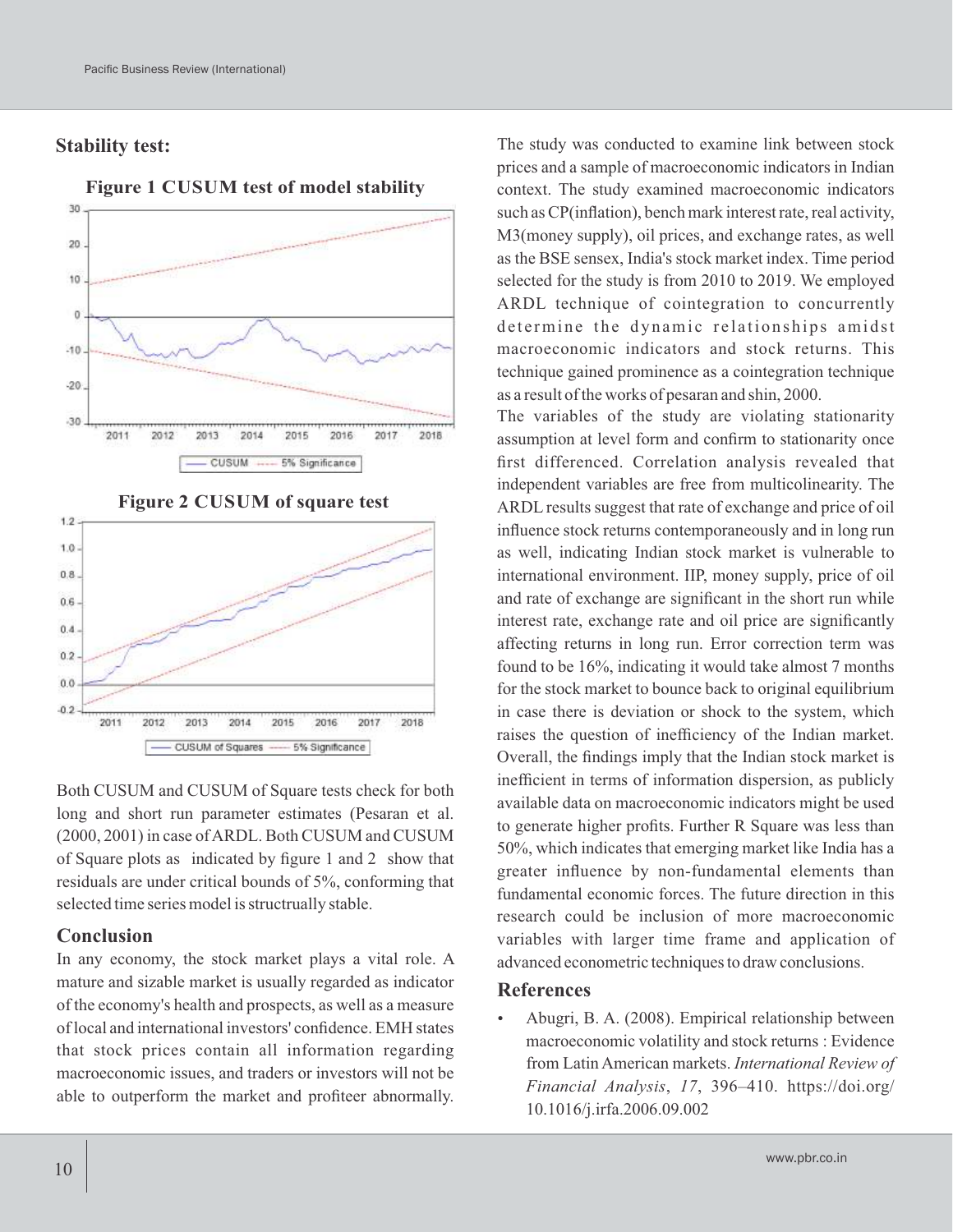## Stability test:

**Figure 1 CUSUM test of model stability**

30
20
10
0
-10
-20
-30
2011 2012 2013 2014 2015 2016 2017 2018
CUSUM ---- 5% Significance

**Figure 2 CUSUM of square test**

1.2
1.0
0.8
0.6
0.4
0.2
0.0
-0.2
2011 2012 2013 2014 2015 2016 2017 2018
CUSUM of Squares ---- 5% Significance

Both CUSUM and CUSUM of Square tests check for both long and short run parameter estimates (Pesaran et al. (2000, 2001) in case of ARDL. Both CUSUM and CUSUM of Square plots as indicated by figure 1 and 2 show that residuals are under critical bounds of 5%, conforming that selected time series model is structurally stable.

## Conclusion

In any economy, the stock market plays a vital role. A mature and sizable market is usually regarded as indicator of the economy's health and prospects, as well as a measure of local and international investors' confidence. EMH states that stock prices contain all information regarding macroeconomic issues, and traders or investors will not be able to outperform the market and profiteer abnormally. The study was conducted to examine link between stock prices and a sample of macroeconomic indicators in Indian context. The study examined macroeconomic indicators such as CP(inflation), bench mark interest rate, real activity, M3(money supply), oil prices, and exchange rates, as well as the BSE sensex, India's stock market index. Time period selected for the study is from 2010 to 2019. We employed ARDL technique of cointegration to concurrently determine the dynamic relationships amidst macroeconomic indicators and stock returns. This technique gained prominence as a cointegration technique as a result of the works of pesaran and shin, 2000.

The variables of the study are violating stationarity assumption at level form and confirm to stationarity once first differenced. Correlation analysis revealed that independent variables are free from multicolinearity. The ARDL results suggest that rate of exchange and price of oil influence stock returns contemporaneously and in long run as well, indicating Indian stock market is vulnerable to international environment. IIP, money supply, price of oil and rate of exchange are significant in the short run while interest rate, exchange rate and oil price are significantly affecting returns in long run. Error correction term was found to be 16%, indicating it would take almost 7 months for the stock market to bounce back to original equilibrium in case there is deviation or shock to the system, which raises the question of inefficiency of the Indian market. Overall, the findings imply that the Indian stock market is inefficient in terms of information dispersion, as publicly available data on macroeconomic indicators might be used to generate higher profits. Further R Square was less than 50%, which indicates that emerging market like India has a greater influence by non-fundamental elements than fundamental economic forces. The future direction in this research could be inclusion of more macroeconomic variables with larger time frame and application of advanced econometric techniques to draw conclusions.

## References

- Abugri, B. A. (2008). Empirical relationship between macroeconomic volatility and stock returns : Evidence from Latin American markets. *International Review of Financial Analysis*, *17*, 396–410. https://doi.org/10.1016/j.irfa.2006.09.002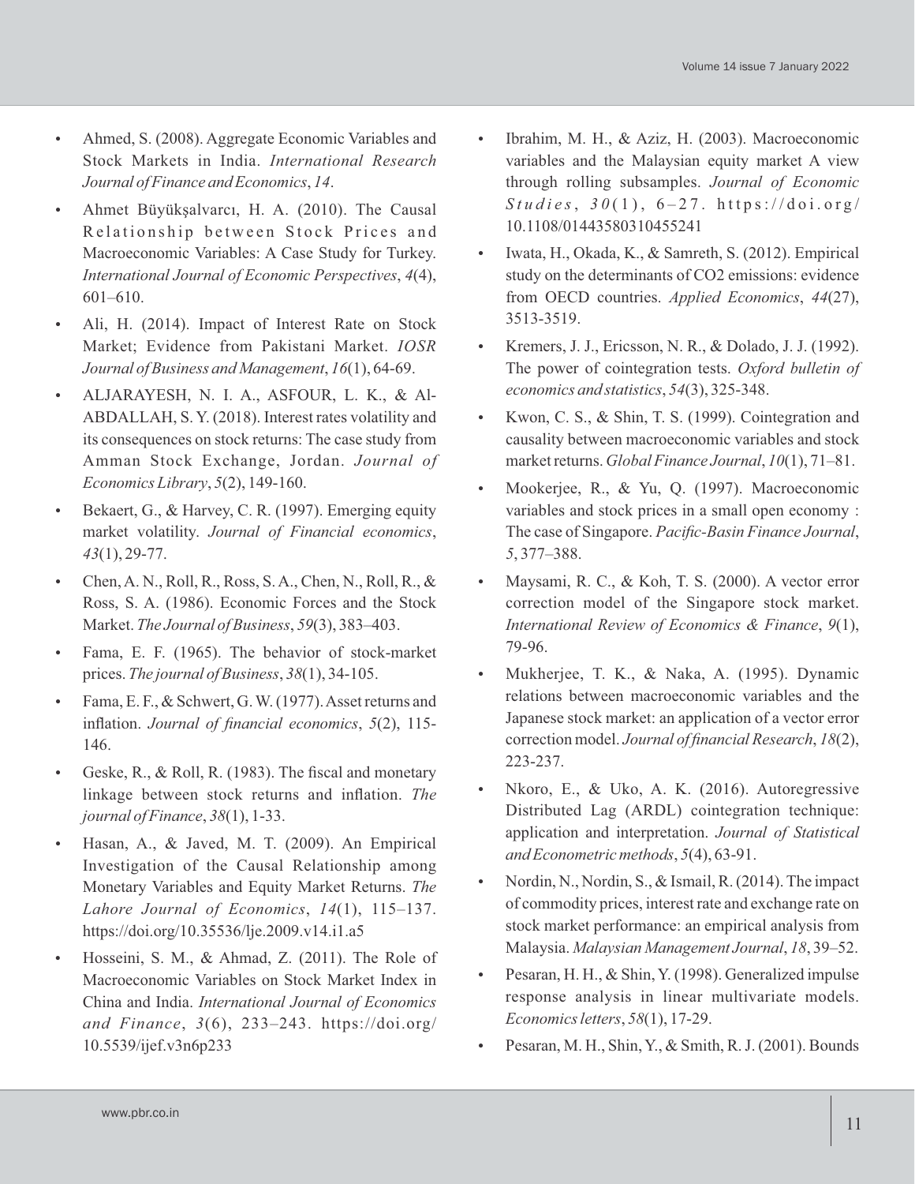- Ahmed, S. (2008). Aggregate Economic Variables and Stock Markets in India. *International Research Journal of Finance and Economics*, *14*.
- Ahmet Büyükşalvarcı, H. A. (2010). The Causal Relationship between Stock Prices and Macroeconomic Variables: A Case Study for Turkey. *International Journal of Economic Perspectives*, *4*(4), 601–610.
- Ali, H. (2014). Impact of Interest Rate on Stock Market; Evidence from Pakistani Market. *IOSR Journal of Business and Management*, *16*(1), 64-69.
- ALJARAYESH, N. I. A., ASFOUR, L. K., & Al-ABDALLAH, S. Y. (2018). Interest rates volatility and its consequences on stock returns: The case study from Amman Stock Exchange, Jordan. *Journal of Economics Library*, *5*(2), 149-160.
- Bekaert, G., & Harvey, C. R. (1997). Emerging equity market volatility. *Journal of Financial economics*, *43*(1), 29-77.
- Chen, A. N., Roll, R., Ross, S. A., Chen, N., Roll, R., & Ross, S. A. (1986). Economic Forces and the Stock Market. *The Journal of Business*, *59*(3), 383–403.
- Fama, E. F. (1965). The behavior of stock-market prices. *The journal of Business*, *38*(1), 34-105.
- Fama, E. F., & Schwert, G. W. (1977). Asset returns and inflation. *Journal of financial economics*, *5*(2), 115-146.
- Geske, R., & Roll, R. (1983). The fiscal and monetary linkage between stock returns and inflation. *The journal of Finance*, *38*(1), 1-33.
- Hasan, A., & Javed, M. T. (2009). An Empirical Investigation of the Causal Relationship among Monetary Variables and Equity Market Returns. *The Lahore Journal of Economics*, *14*(1), 115–137. https://doi.org/10.35536/lje.2009.v14.i1.a5
- Hosseini, S. M., & Ahmad, Z. (2011). The Role of Macroeconomic Variables on Stock Market Index in China and India. *International Journal of Economics and Finance*, *3*(6), 233–243. https://doi.org/10.5539/ijef.v3n6p233
- Ibrahim, M. H., & Aziz, H. (2003). Macroeconomic variables and the Malaysian equity market A view through rolling subsamples. *Journal of Economic Studies*, *30*(1), 6–27. https://doi.org/10.1108/01443580310455241
- Iwata, H., Okada, K., & Samreth, S. (2012). Empirical study on the determinants of CO2 emissions: evidence from OECD countries. *Applied Economics*, *44*(27), 3513-3519.
- Kremers, J. J., Ericsson, N. R., & Dolado, J. J. (1992). The power of cointegration tests. *Oxford bulletin of economics and statistics*, *54*(3), 325-348.
- Kwon, C. S., & Shin, T. S. (1999). Cointegration and causality between macroeconomic variables and stock market returns. *Global Finance Journal*, *10*(1), 71–81.
- Mookerjee, R., & Yu, Q. (1997). Macroeconomic variables and stock prices in a small open economy : The case of Singapore. *Pacific-Basin Finance Journal*, *5*, 377–388.
- Maysami, R. C., & Koh, T. S. (2000). A vector error correction model of the Singapore stock market. *International Review of Economics & Finance*, *9*(1), 79-96.
- Mukherjee, T. K., & Naka, A. (1995). Dynamic relations between macroeconomic variables and the Japanese stock market: an application of a vector error correction model. *Journal of financial Research*, *18*(2), 223-237.
- Nkoro, E., & Uko, A. K. (2016). Autoregressive Distributed Lag (ARDL) cointegration technique: application and interpretation. *Journal of Statistical and Econometric methods*, *5*(4), 63-91.
- Nordin, N., Nordin, S., & Ismail, R. (2014). The impact of commodity prices, interest rate and exchange rate on stock market performance: an empirical analysis from Malaysia. *Malaysian Management Journal*, *18*, 39–52.
- Pesaran, H. H., & Shin, Y. (1998). Generalized impulse response analysis in linear multivariate models. *Economics letters*, *58*(1), 17-29.
- Pesaran, M. H., Shin, Y., & Smith, R. J. (2001). Bounds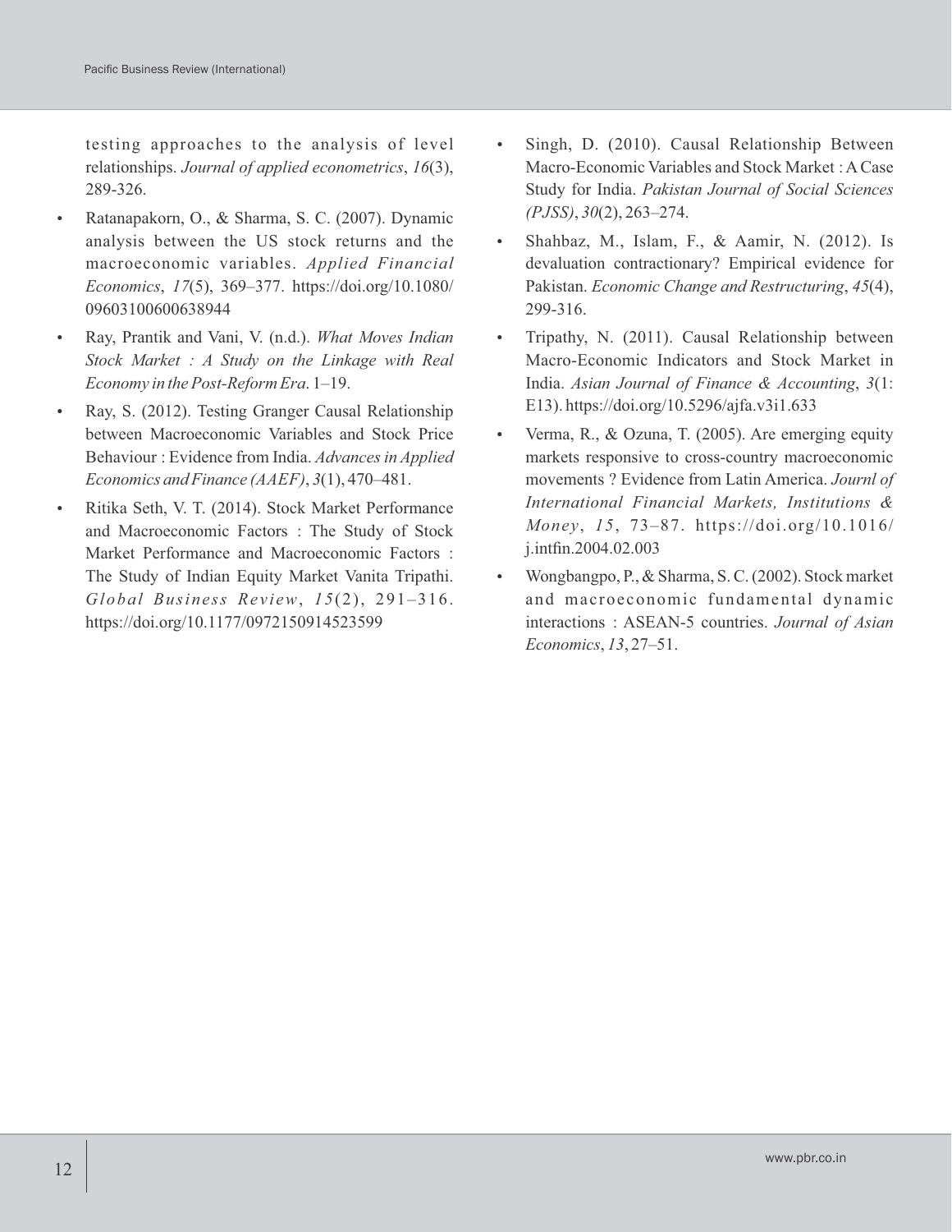testing approaches to the analysis of level relationships. *Journal of applied econometrics*, *16*(3), 289-326.

- Ratanapakorn, O., & Sharma, S. C. (2007). Dynamic analysis between the US stock returns and the macroeconomic variables. *Applied Financial Economics*, *17*(5), 369–377. https://doi.org/10.1080/09603100600638944
- Ray, Prantik and Vani, V. (n.d.). *What Moves Indian Stock Market : A Study on the Linkage with Real Economy in the Post-Reform Era*. 1–19.
- Ray, S. (2012). Testing Granger Causal Relationship between Macroeconomic Variables and Stock Price Behaviour : Evidence from India. *Advances in Applied Economics and Finance (AAEF)*, *3*(1), 470–481.
- Ritika Seth, V. T. (2014). Stock Market Performance and Macroeconomic Factors : The Study of Stock Market Performance and Macroeconomic Factors : The Study of Indian Equity Market Vanita Tripathi. *Global Business Review*, *15*(2), 291–316. https://doi.org/10.1177/0972150914523599
- Singh, D. (2010). Causal Relationship Between Macro-Economic Variables and Stock Market : A Case Study for India. *Pakistan Journal of Social Sciences (PJSS)*, *30*(2), 263–274.
- Shahbaz, M., Islam, F., & Aamir, N. (2012). Is devaluation contractionary? Empirical evidence for Pakistan. *Economic Change and Restructuring*, *45*(4), 299-316.
- Tripathy, N. (2011). Causal Relationship between Macro-Economic Indicators and Stock Market in India. *Asian Journal of Finance & Accounting*, *3*(1: E13). https://doi.org/10.5296/ajfa.v3i1.633
- Verma, R., & Ozuna, T. (2005). Are emerging equity markets responsive to cross-country macroeconomic movements ? Evidence from Latin America. *Journl of International Financial Markets, Institutions & Money*, *15*, 73–87. https://doi.org/10.1016/j.intfin.2004.02.003
- Wongbangpo, P., & Sharma, S. C. (2002). Stock market and macroeconomic fundamental dynamic interactions : ASEAN-5 countries. *Journal of Asian Economics*, *13*, 27–51.